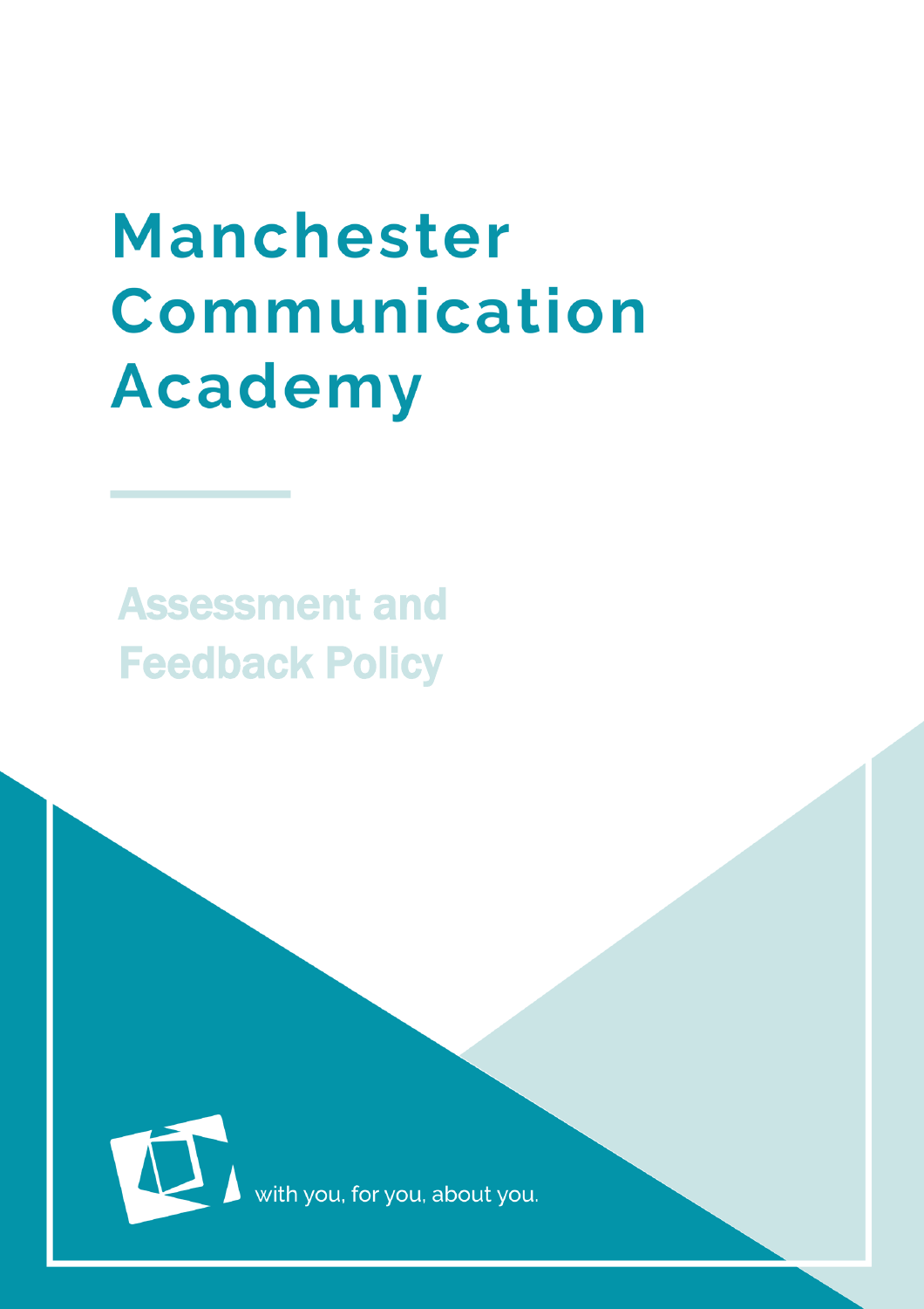# Manchester Communication Academy

## Assessment and Feedback Policy

with you, for you, about you.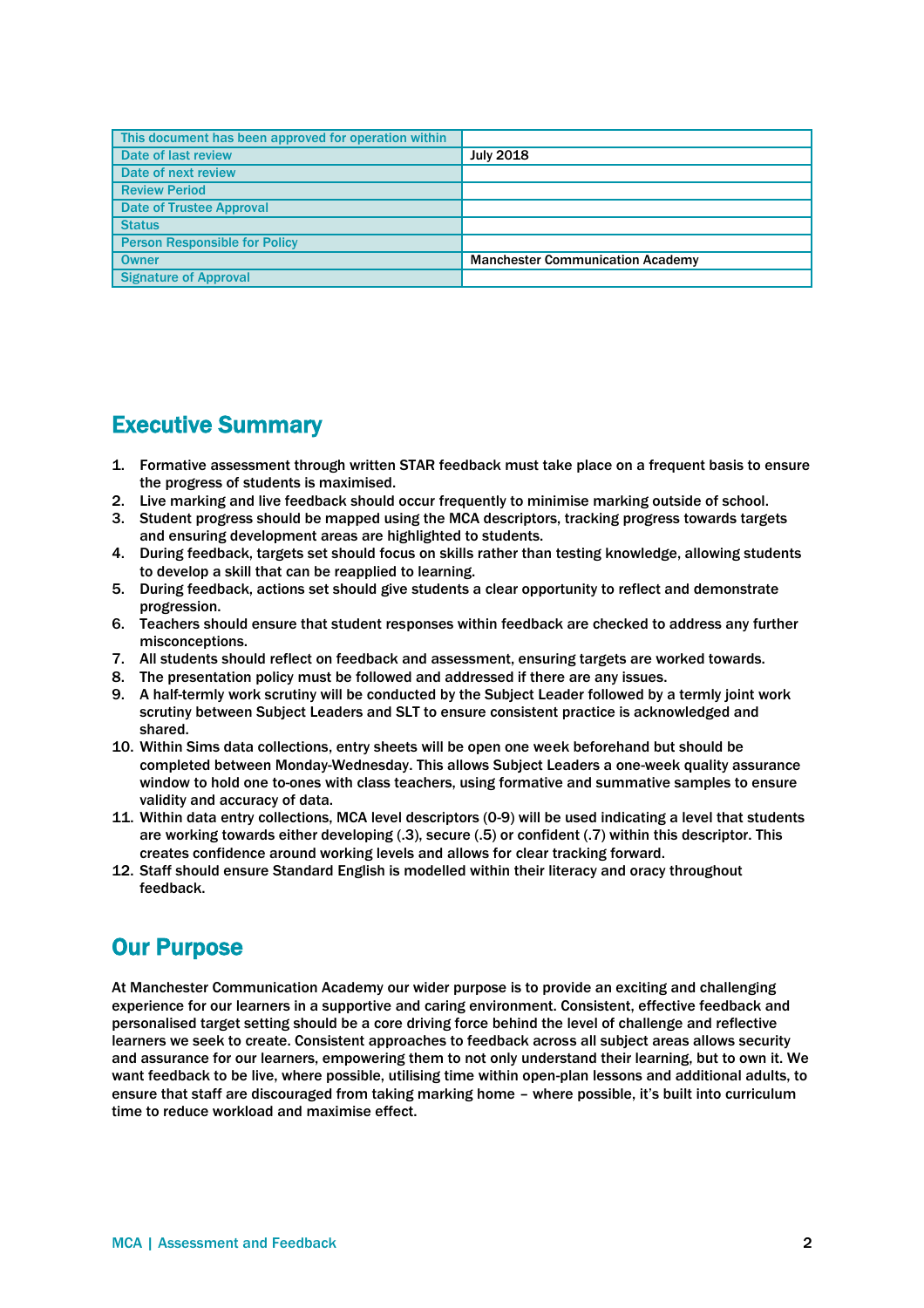| This document has been approved for operation within | |
|---|---|
| Date of last review | July 2018 |
| Date of next review | |
| Review Period | |
| Date of Trustee Approval | |
| Status | |
| Person Responsible for Policy | |
| Owner | Manchester Communication Academy |
| Signature of Approval | |

## Executive Summary

1. Formative assessment through written STAR feedback must take place on a frequent basis to ensure the progress of students is maximised.
2. Live marking and live feedback should occur frequently to minimise marking outside of school.
3. Student progress should be mapped using the MCA descriptors, tracking progress towards targets and ensuring development areas are highlighted to students.
4. During feedback, targets set should focus on skills rather than testing knowledge, allowing students to develop a skill that can be reapplied to learning.
5. During feedback, actions set should give students a clear opportunity to reflect and demonstrate progression.
6. Teachers should ensure that student responses within feedback are checked to address any further misconceptions.
7. All students should reflect on feedback and assessment, ensuring targets are worked towards.
8. The presentation policy must be followed and addressed if there are any issues.
9. A half-termly work scrutiny will be conducted by the Subject Leader followed by a termly joint work scrutiny between Subject Leaders and SLT to ensure consistent practice is acknowledged and shared.
10. Within Sims data collections, entry sheets will be open one week beforehand but should be completed between Monday-Wednesday. This allows Subject Leaders a one-week quality assurance window to hold one to-ones with class teachers, using formative and summative samples to ensure validity and accuracy of data.
11. Within data entry collections, MCA level descriptors (0-9) will be used indicating a level that students are working towards either developing (.3), secure (.5) or confident (.7) within this descriptor. This creates confidence around working levels and allows for clear tracking forward.
12. Staff should ensure Standard English is modelled within their literacy and oracy throughout feedback.

## Our Purpose

At Manchester Communication Academy our wider purpose is to provide an exciting and challenging experience for our learners in a supportive and caring environment. Consistent, effective feedback and personalised target setting should be a core driving force behind the level of challenge and reflective learners we seek to create. Consistent approaches to feedback across all subject areas allows security and assurance for our learners, empowering them to not only understand their learning, but to own it. We want feedback to be live, where possible, utilising time within open-plan lessons and additional adults, to ensure that staff are discouraged from taking marking home – where possible, it's built into curriculum time to reduce workload and maximise effect.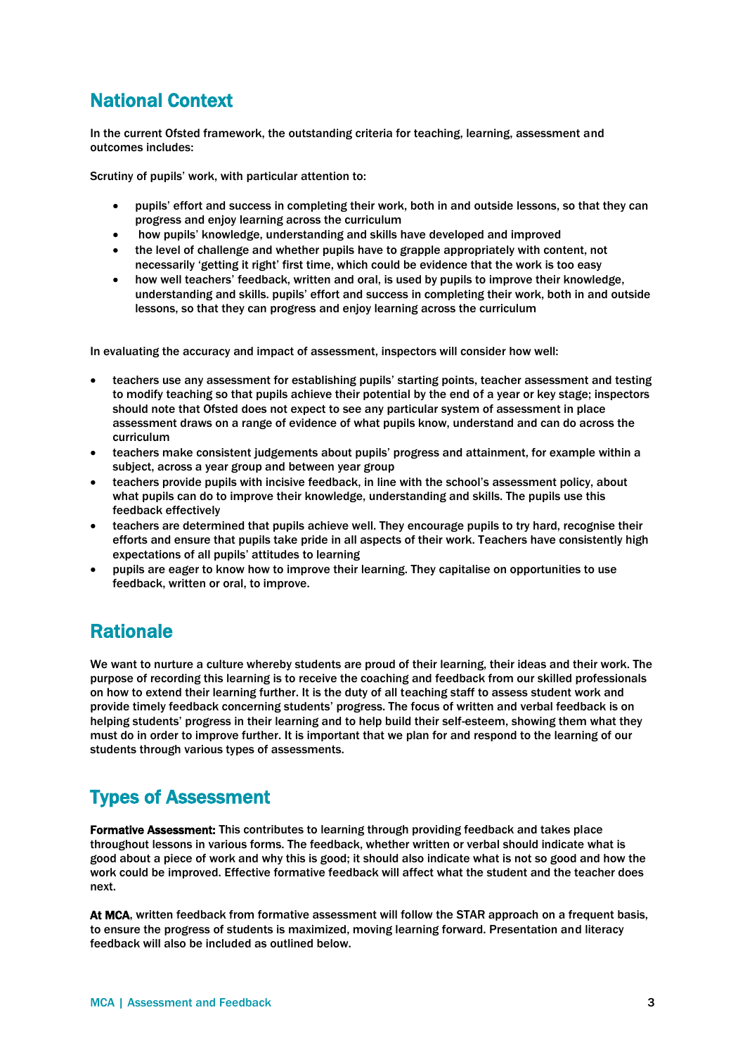## National Context

In the current Ofsted framework, the outstanding criteria for teaching, learning, assessment and outcomes includes:

Scrutiny of pupils' work, with particular attention to:

- pupils' effort and success in completing their work, both in and outside lessons, so that they can progress and enjoy learning across the curriculum
- how pupils' knowledge, understanding and skills have developed and improved
- the level of challenge and whether pupils have to grapple appropriately with content, not necessarily 'getting it right' first time, which could be evidence that the work is too easy
- how well teachers' feedback, written and oral, is used by pupils to improve their knowledge, understanding and skills. pupils' effort and success in completing their work, both in and outside lessons, so that they can progress and enjoy learning across the curriculum

In evaluating the accuracy and impact of assessment, inspectors will consider how well:

- teachers use any assessment for establishing pupils' starting points, teacher assessment and testing to modify teaching so that pupils achieve their potential by the end of a year or key stage; inspectors should note that Ofsted does not expect to see any particular system of assessment in place assessment draws on a range of evidence of what pupils know, understand and can do across the curriculum
- teachers make consistent judgements about pupils' progress and attainment, for example within a subject, across a year group and between year group
- teachers provide pupils with incisive feedback, in line with the school's assessment policy, about what pupils can do to improve their knowledge, understanding and skills. The pupils use this feedback effectively
- teachers are determined that pupils achieve well. They encourage pupils to try hard, recognise their efforts and ensure that pupils take pride in all aspects of their work. Teachers have consistently high expectations of all pupils' attitudes to learning
- pupils are eager to know how to improve their learning. They capitalise on opportunities to use feedback, written or oral, to improve.

## Rationale

We want to nurture a culture whereby students are proud of their learning, their ideas and their work. The purpose of recording this learning is to receive the coaching and feedback from our skilled professionals on how to extend their learning further. It is the duty of all teaching staff to assess student work and provide timely feedback concerning students' progress. The focus of written and verbal feedback is on helping students' progress in their learning and to help build their self-esteem, showing them what they must do in order to improve further. It is important that we plan for and respond to the learning of our students through various types of assessments.

## Types of Assessment

**Formative Assessment:** This contributes to learning through providing feedback and takes place throughout lessons in various forms. The feedback, whether written or verbal should indicate what is good about a piece of work and why this is good; it should also indicate what is not so good and how the work could be improved. Effective formative feedback will affect what the student and the teacher does next.

**At MCA**, written feedback from formative assessment will follow the STAR approach on a frequent basis, to ensure the progress of students is maximized, moving learning forward. Presentation and literacy feedback will also be included as outlined below.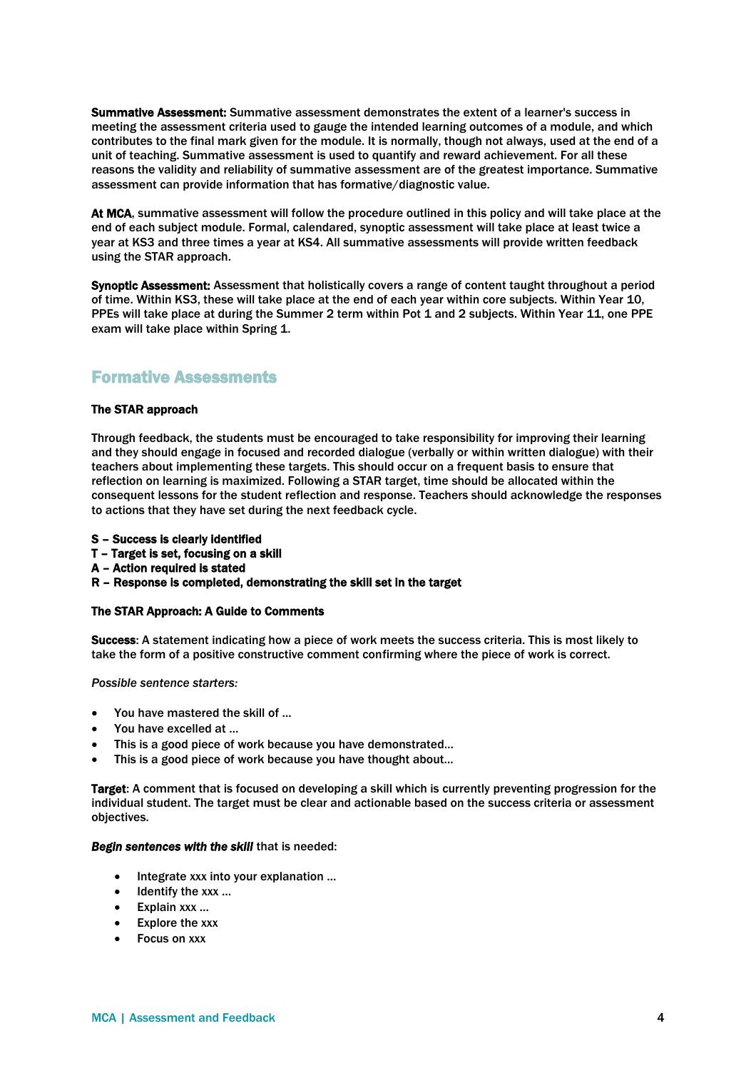**Summative Assessment:** Summative assessment demonstrates the extent of a learner's success in meeting the assessment criteria used to gauge the intended learning outcomes of a module, and which contributes to the final mark given for the module. It is normally, though not always, used at the end of a unit of teaching. Summative assessment is used to quantify and reward achievement. For all these reasons the validity and reliability of summative assessment are of the greatest importance. Summative assessment can provide information that has formative/diagnostic value.

**At MCA**, summative assessment will follow the procedure outlined in this policy and will take place at the end of each subject module. Formal, calendared, synoptic assessment will take place at least twice a year at KS3 and three times a year at KS4. All summative assessments will provide written feedback using the STAR approach.

**Synoptic Assessment:** Assessment that holistically covers a range of content taught throughout a period of time. Within KS3, these will take place at the end of each year within core subjects. Within Year 10, PPEs will take place at during the Summer 2 term within Pot 1 and 2 subjects. Within Year 11, one PPE exam will take place within Spring 1.

## Formative Assessments

**The STAR approach**

Through feedback, the students must be encouraged to take responsibility for improving their learning and they should engage in focused and recorded dialogue (verbally or within written dialogue) with their teachers about implementing these targets. This should occur on a frequent basis to ensure that reflection on learning is maximized. Following a STAR target, time should be allocated within the consequent lessons for the student reflection and response. Teachers should acknowledge the responses to actions that they have set during the next feedback cycle.

**S – Success is clearly identified**
**T – Target is set, focusing on a skill**
**A – Action required is stated**
**R – Response is completed, demonstrating the skill set in the target**

**The STAR Approach: A Guide to Comments**

**Success**: A statement indicating how a piece of work meets the success criteria. This is most likely to take the form of a positive constructive comment confirming where the piece of work is correct.

*Possible sentence starters:*

- You have mastered the skill of …
- You have excelled at …
- This is a good piece of work because you have demonstrated…
- This is a good piece of work because you have thought about…

**Target**: A comment that is focused on developing a skill which is currently preventing progression for the individual student. The target must be clear and actionable based on the success criteria or assessment objectives.

***Begin sentences with the skill*** that is needed:

- Integrate xxx into your explanation …
- Identify the xxx …
- Explain xxx …
- Explore the xxx
- Focus on xxx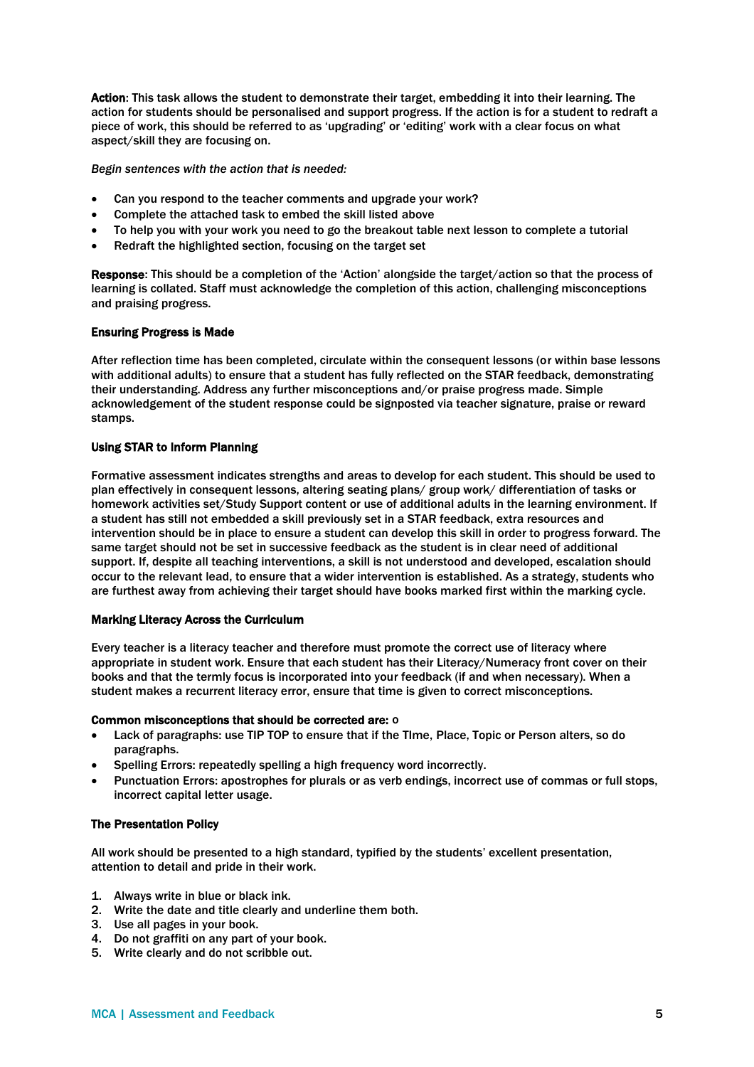**Action**: This task allows the student to demonstrate their target, embedding it into their learning. The action for students should be personalised and support progress. If the action is for a student to redraft a piece of work, this should be referred to as 'upgrading' or 'editing' work with a clear focus on what aspect/skill they are focusing on.

*Begin sentences with the action that is needed:*

- Can you respond to the teacher comments and upgrade your work?
- Complete the attached task to embed the skill listed above
- To help you with your work you need to go the breakout table next lesson to complete a tutorial
- Redraft the highlighted section, focusing on the target set

**Response**: This should be a completion of the 'Action' alongside the target/action so that the process of learning is collated. Staff must acknowledge the completion of this action, challenging misconceptions and praising progress.

**Ensuring Progress is Made**

After reflection time has been completed, circulate within the consequent lessons (or within base lessons with additional adults) to ensure that a student has fully reflected on the STAR feedback, demonstrating their understanding. Address any further misconceptions and/or praise progress made. Simple acknowledgement of the student response could be signposted via teacher signature, praise or reward stamps.

**Using STAR to Inform Planning**

Formative assessment indicates strengths and areas to develop for each student. This should be used to plan effectively in consequent lessons, altering seating plans/ group work/ differentiation of tasks or homework activities set/Study Support content or use of additional adults in the learning environment. If a student has still not embedded a skill previously set in a STAR feedback, extra resources and intervention should be in place to ensure a student can develop this skill in order to progress forward. The same target should not be set in successive feedback as the student is in clear need of additional support. If, despite all teaching interventions, a skill is not understood and developed, escalation should occur to the relevant lead, to ensure that a wider intervention is established. As a strategy, students who are furthest away from achieving their target should have books marked first within the marking cycle.

**Marking Literacy Across the Curriculum**

Every teacher is a literacy teacher and therefore must promote the correct use of literacy where appropriate in student work. Ensure that each student has their Literacy/Numeracy front cover on their books and that the termly focus is incorporated into your feedback (if and when necessary). When a student makes a recurrent literacy error, ensure that time is given to correct misconceptions.

**Common misconceptions that should be corrected are:** o

- Lack of paragraphs: use TIP TOP to ensure that if the TIme, Place, Topic or Person alters, so do paragraphs.
- Spelling Errors: repeatedly spelling a high frequency word incorrectly.
- Punctuation Errors: apostrophes for plurals or as verb endings, incorrect use of commas or full stops, incorrect capital letter usage.

**The Presentation Policy**

All work should be presented to a high standard, typified by the students' excellent presentation, attention to detail and pride in their work.

1. Always write in blue or black ink.
2. Write the date and title clearly and underline them both.
3. Use all pages in your book.
4. Do not graffiti on any part of your book.
5. Write clearly and do not scribble out.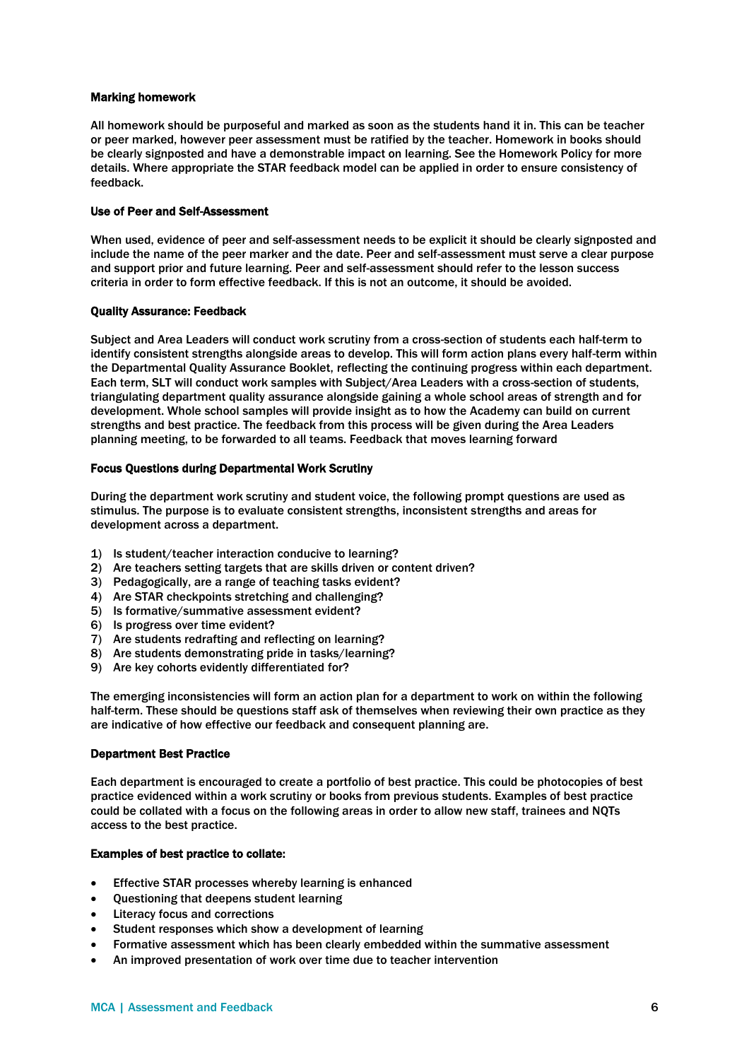**Marking homework**

All homework should be purposeful and marked as soon as the students hand it in. This can be teacher or peer marked, however peer assessment must be ratified by the teacher. Homework in books should be clearly signposted and have a demonstrable impact on learning. See the Homework Policy for more details. Where appropriate the STAR feedback model can be applied in order to ensure consistency of feedback.

**Use of Peer and Self-Assessment**

When used, evidence of peer and self-assessment needs to be explicit it should be clearly signposted and include the name of the peer marker and the date. Peer and self-assessment must serve a clear purpose and support prior and future learning. Peer and self-assessment should refer to the lesson success criteria in order to form effective feedback. If this is not an outcome, it should be avoided.

**Quality Assurance: Feedback**

Subject and Area Leaders will conduct work scrutiny from a cross-section of students each half-term to identify consistent strengths alongside areas to develop. This will form action plans every half-term within the Departmental Quality Assurance Booklet, reflecting the continuing progress within each department. Each term, SLT will conduct work samples with Subject/Area Leaders with a cross-section of students, triangulating department quality assurance alongside gaining a whole school areas of strength and for development. Whole school samples will provide insight as to how the Academy can build on current strengths and best practice. The feedback from this process will be given during the Area Leaders planning meeting, to be forwarded to all teams. Feedback that moves learning forward

**Focus Questions during Departmental Work Scrutiny**

During the department work scrutiny and student voice, the following prompt questions are used as stimulus. The purpose is to evaluate consistent strengths, inconsistent strengths and areas for development across a department.

1) Is student/teacher interaction conducive to learning?
2) Are teachers setting targets that are skills driven or content driven?
3) Pedagogically, are a range of teaching tasks evident?
4) Are STAR checkpoints stretching and challenging?
5) Is formative/summative assessment evident?
6) Is progress over time evident?
7) Are students redrafting and reflecting on learning?
8) Are students demonstrating pride in tasks/learning?
9) Are key cohorts evidently differentiated for?

The emerging inconsistencies will form an action plan for a department to work on within the following half-term. These should be questions staff ask of themselves when reviewing their own practice as they are indicative of how effective our feedback and consequent planning are.

**Department Best Practice**

Each department is encouraged to create a portfolio of best practice. This could be photocopies of best practice evidenced within a work scrutiny or books from previous students. Examples of best practice could be collated with a focus on the following areas in order to allow new staff, trainees and NQTs access to the best practice.

**Examples of best practice to collate:**

- Effective STAR processes whereby learning is enhanced
- Questioning that deepens student learning
- Literacy focus and corrections
- Student responses which show a development of learning
- Formative assessment which has been clearly embedded within the summative assessment
- An improved presentation of work over time due to teacher intervention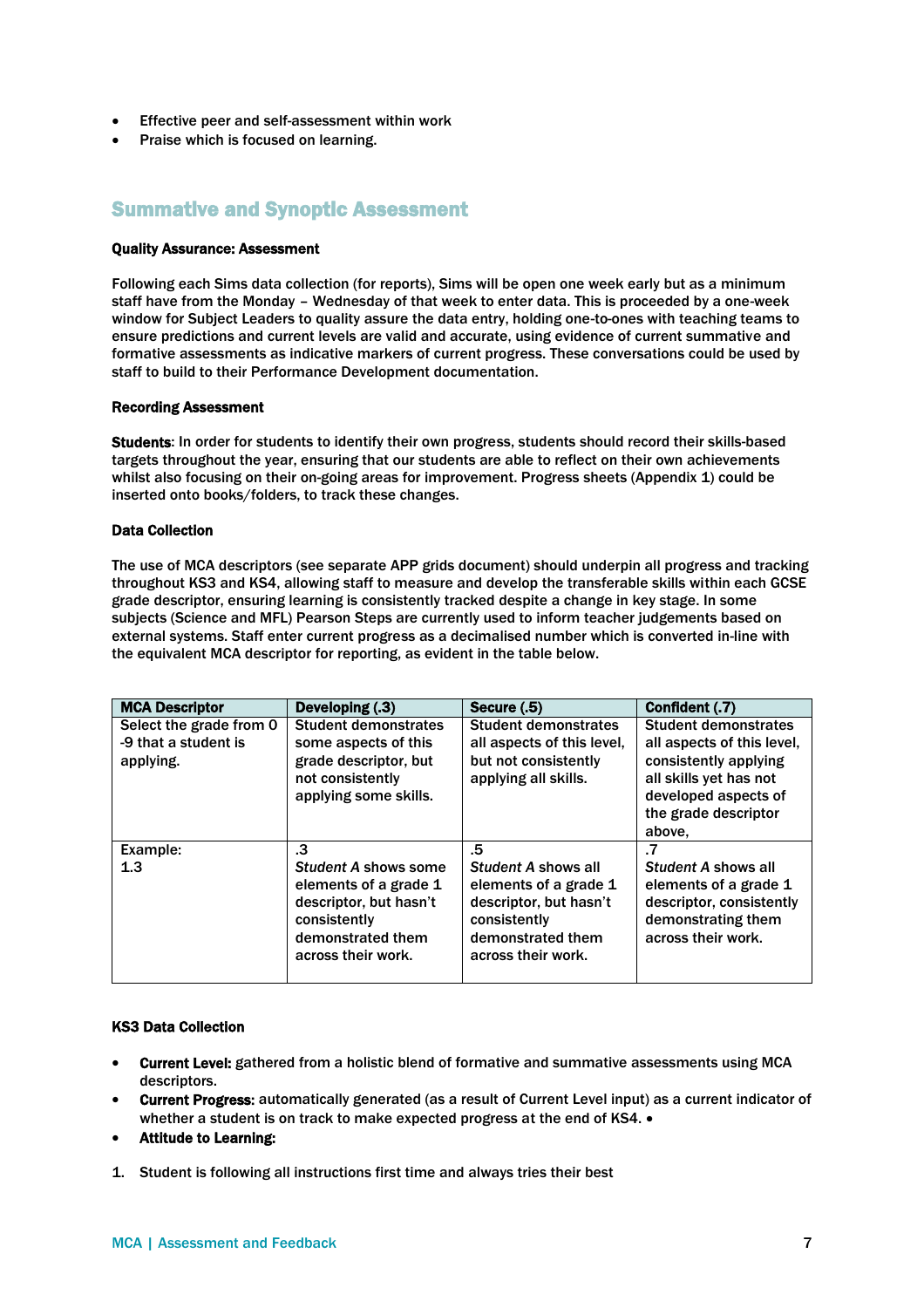- Effective peer and self-assessment within work
- Praise which is focused on learning.

## Summative and Synoptic Assessment

**Quality Assurance: Assessment**

Following each Sims data collection (for reports), Sims will be open one week early but as a minimum staff have from the Monday – Wednesday of that week to enter data. This is proceeded by a one-week window for Subject Leaders to quality assure the data entry, holding one-to-ones with teaching teams to ensure predictions and current levels are valid and accurate, using evidence of current summative and formative assessments as indicative markers of current progress. These conversations could be used by staff to build to their Performance Development documentation.

**Recording Assessment**

**Students**: In order for students to identify their own progress, students should record their skills-based targets throughout the year, ensuring that our students are able to reflect on their own achievements whilst also focusing on their on-going areas for improvement. Progress sheets (Appendix 1) could be inserted onto books/folders, to track these changes.

**Data Collection**

The use of MCA descriptors (see separate APP grids document) should underpin all progress and tracking throughout KS3 and KS4, allowing staff to measure and develop the transferable skills within each GCSE grade descriptor, ensuring learning is consistently tracked despite a change in key stage. In some subjects (Science and MFL) Pearson Steps are currently used to inform teacher judgements based on external systems. Staff enter current progress as a decimalised number which is converted in-line with the equivalent MCA descriptor for reporting, as evident in the table below.

| MCA Descriptor | Developing (.3) | Secure (.5) | Confident (.7) |
|---|---|---|---|
| Select the grade from 0 -9 that a student is applying. | Student demonstrates some aspects of this grade descriptor, but not consistently applying some skills. | Student demonstrates all aspects of this level, but not consistently applying all skills. | Student demonstrates all aspects of this level, consistently applying all skills yet has not developed aspects of the grade descriptor above, |
| Example: 1.3 | .3 *Student A* shows some elements of a grade 1 descriptor, but hasn't consistently demonstrated them across their work. | .5 *Student A* shows all elements of a grade 1 descriptor, but hasn't consistently demonstrated them across their work. | .7 *Student A* shows all elements of a grade 1 descriptor, consistently demonstrating them across their work. |

**KS3 Data Collection**

- **Current Level:** gathered from a holistic blend of formative and summative assessments using MCA descriptors.
- **Current Progress:** automatically generated (as a result of Current Level input) as a current indicator of whether a student is on track to make expected progress at the end of KS4. •
- **Attitude to Learning:**

1. Student is following all instructions first time and always tries their best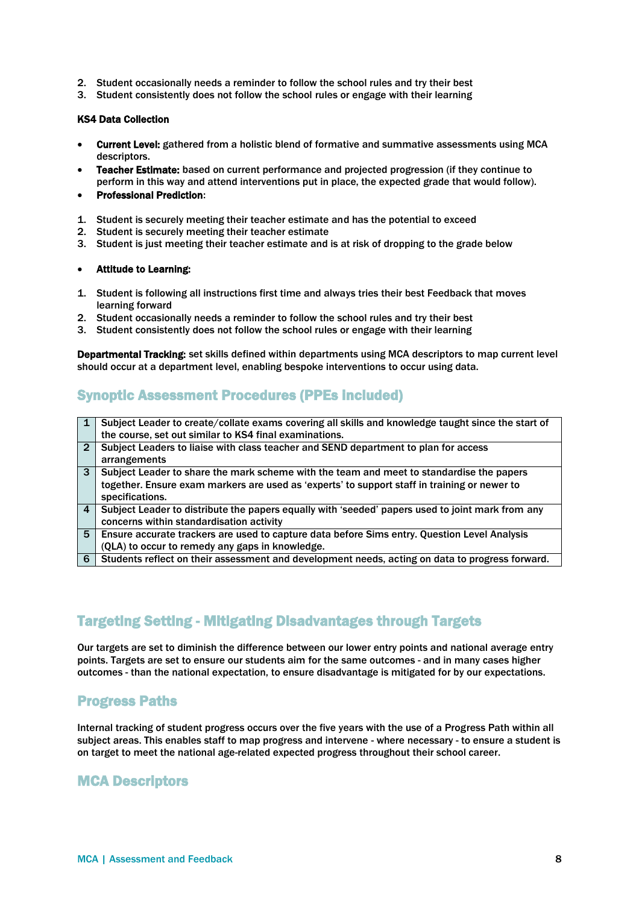2. Student occasionally needs a reminder to follow the school rules and try their best
3. Student consistently does not follow the school rules or engage with their learning

**KS4 Data Collection**

- **Current Level:** gathered from a holistic blend of formative and summative assessments using MCA descriptors.
- **Teacher Estimate:** based on current performance and projected progression (if they continue to perform in this way and attend interventions put in place, the expected grade that would follow).
- **Professional Prediction**:

1. Student is securely meeting their teacher estimate and has the potential to exceed
2. Student is securely meeting their teacher estimate
3. Student is just meeting their teacher estimate and is at risk of dropping to the grade below

- **Attitude to Learning:**

1. Student is following all instructions first time and always tries their best Feedback that moves learning forward
2. Student occasionally needs a reminder to follow the school rules and try their best
3. Student consistently does not follow the school rules or engage with their learning

**Departmental Tracking:** set skills defined within departments using MCA descriptors to map current level should occur at a department level, enabling bespoke interventions to occur using data.

## Synoptic Assessment Procedures (PPEs Included)

| | |
|---|---|
| 1 | Subject Leader to create/collate exams covering all skills and knowledge taught since the start of the course, set out similar to KS4 final examinations. |
| 2 | Subject Leaders to liaise with class teacher and SEND department to plan for access arrangements |
| 3 | Subject Leader to share the mark scheme with the team and meet to standardise the papers together. Ensure exam markers are used as 'experts' to support staff in training or newer to specifications. |
| 4 | Subject Leader to distribute the papers equally with 'seeded' papers used to joint mark from any concerns within standardisation activity |
| 5 | Ensure accurate trackers are used to capture data before Sims entry. Question Level Analysis (QLA) to occur to remedy any gaps in knowledge. |
| 6 | Students reflect on their assessment and development needs, acting on data to progress forward. |

## Targeting Setting - Mitigating Disadvantages through Targets

Our targets are set to diminish the difference between our lower entry points and national average entry points. Targets are set to ensure our students aim for the same outcomes - and in many cases higher outcomes - than the national expectation, to ensure disadvantage is mitigated for by our expectations.

## Progress Paths

Internal tracking of student progress occurs over the five years with the use of a Progress Path within all subject areas. This enables staff to map progress and intervene - where necessary - to ensure a student is on target to meet the national age-related expected progress throughout their school career.

## MCA Descriptors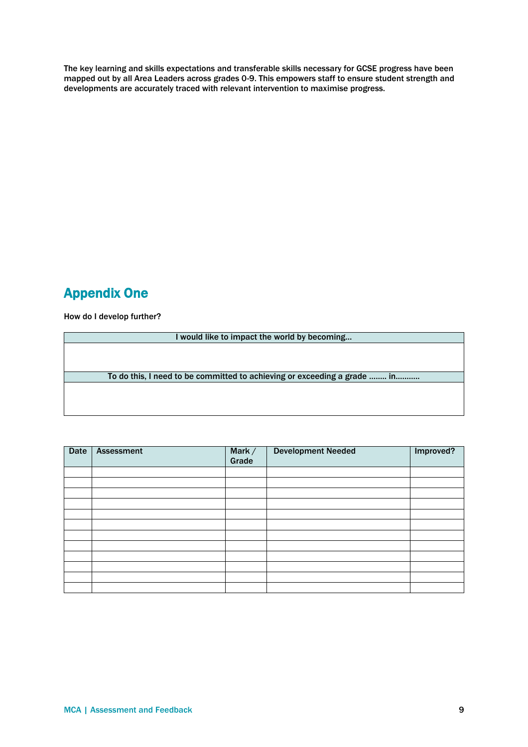The key learning and skills expectations and transferable skills necessary for GCSE progress have been mapped out by all Area Leaders across grades 0-9. This empowers staff to ensure student strength and developments are accurately traced with relevant intervention to maximise progress.

## Appendix One

How do I develop further?

| I would like to impact the world by becoming… |
|---|
| |
| To do this, I need to be committed to achieving or exceeding a grade …….. in……….. |
| |

| Date | Assessment | Mark / Grade | Development Needed | Improved? |
|---|---|---|---|---|
| | | | | |
| | | | | |
| | | | | |
| | | | | |
| | | | | |
| | | | | |
| | | | | |
| | | | | |
| | | | | |
| | | | | |
| | | | | |
| | | | | |